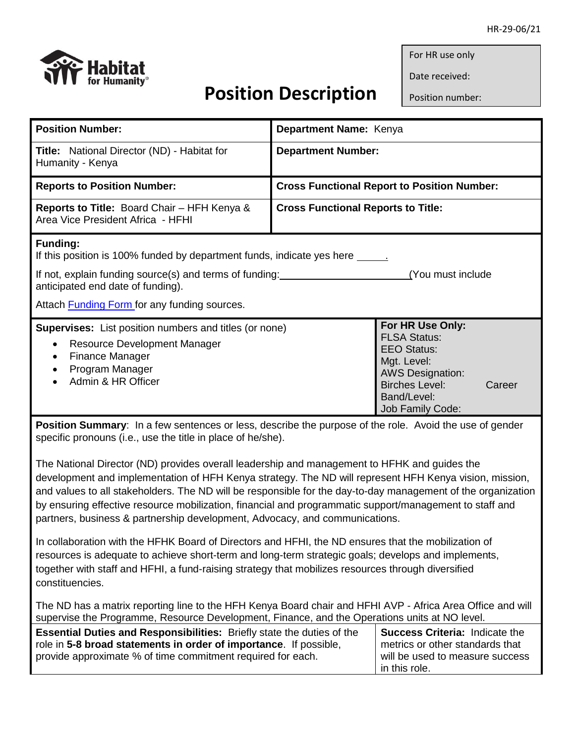HR-29-06/21

| For HR use only |
| --- |
| Date received: |
| Position number: |

# Position Description

| **Position Number:** | **Department Name:** Kenya |
| --- | --- |
| **Title:** National Director (ND) - Habitat for Humanity - Kenya | **Department Number:** |
| **Reports to Position Number:** | **Cross Functional Report to Position Number:** |
| **Reports to Title:** Board Chair – HFH Kenya & Area Vice President Africa - HFHI | **Cross Functional Reports to Title:** |

**Funding:**
If this position is 100% funded by department funds, indicate yes here _____.

If not, explain funding source(s) and terms of funding: ______________________ (You must include anticipated end date of funding).

Attach Funding Form for any funding sources.

| **Supervises:** List position numbers and titles (or none) | **For HR Use Only:** |
| --- | --- |
| • Resource Development Manager<br>• Finance Manager<br>• Program Manager<br>• Admin & HR Officer | FLSA Status:<br>EEO Status:<br>Mgt. Level:<br>AWS Designation:<br>Birches Level: Career<br>Band/Level:<br>Job Family Code: |

**Position Summary**: In a few sentences or less, describe the purpose of the role. Avoid the use of gender specific pronouns (i.e., use the title in place of he/she).

The National Director (ND) provides overall leadership and management to HFHK and guides the development and implementation of HFH Kenya strategy. The ND will represent HFH Kenya vision, mission, and values to all stakeholders. The ND will be responsible for the day-to-day management of the organization by ensuring effective resource mobilization, financial and programmatic support/management to staff and partners, business & partnership development, Advocacy, and communications.

In collaboration with the HFHK Board of Directors and HFHI, the ND ensures that the mobilization of resources is adequate to achieve short-term and long-term strategic goals; develops and implements, together with staff and HFHI, a fund-raising strategy that mobilizes resources through diversified constituencies.

The ND has a matrix reporting line to the HFH Kenya Board chair and HFHI AVP - Africa Area Office and will supervise the Programme, Resource Development, Finance, and the Operations units at NO level.

| **Essential Duties and Responsibilities:** Briefly state the duties of the role in **5-8 broad statements in order of importance**. If possible, provide approximate % of time commitment required for each. | **Success Criteria:** Indicate the metrics or other standards that will be used to measure success in this role. |
| --- | --- |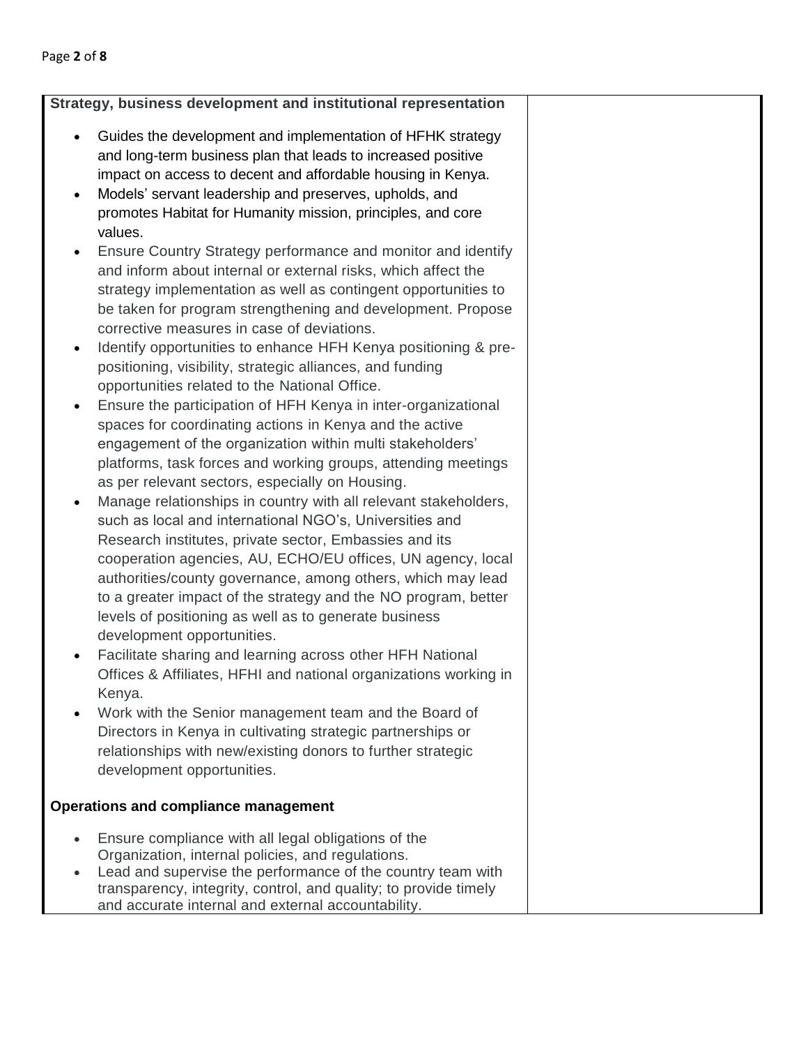| **Strategy, business development and institutional representation**<br><br>- Guides the development and implementation of HFHK strategy and long-term business plan that leads to increased positive impact on access to decent and affordable housing in Kenya.<br>- Models' servant leadership and preserves, upholds, and promotes Habitat for Humanity mission, principles, and core values.<br>- Ensure Country Strategy performance and monitor and identify and inform about internal or external risks, which affect the strategy implementation as well as contingent opportunities to be taken for program strengthening and development. Propose corrective measures in case of deviations.<br>- Identify opportunities to enhance HFH Kenya positioning & pre-positioning, visibility, strategic alliances, and funding opportunities related to the National Office.<br>- Ensure the participation of HFH Kenya in inter-organizational spaces for coordinating actions in Kenya and the active engagement of the organization within multi stakeholders' platforms, task forces and working groups, attending meetings as per relevant sectors, especially on Housing.<br>- Manage relationships in country with all relevant stakeholders, such as local and international NGO's, Universities and Research institutes, private sector, Embassies and its cooperation agencies, AU, ECHO/EU offices, UN agency, local authorities/county governance, among others, which may lead to a greater impact of the strategy and the NO program, better levels of positioning as well as to generate business development opportunities.<br>- Facilitate sharing and learning across other HFH National Offices & Affiliates, HFHI and national organizations working in Kenya.<br>- Work with the Senior management team and the Board of Directors in Kenya in cultivating strategic partnerships or relationships with new/existing donors to further strategic development opportunities.<br><br>**Operations and compliance management**<br><br>- Ensure compliance with all legal obligations of the Organization, internal policies, and regulations.<br>- Lead and supervise the performance of the country team with transparency, integrity, control, and quality; to provide timely and accurate internal and external accountability. | |
|---|---|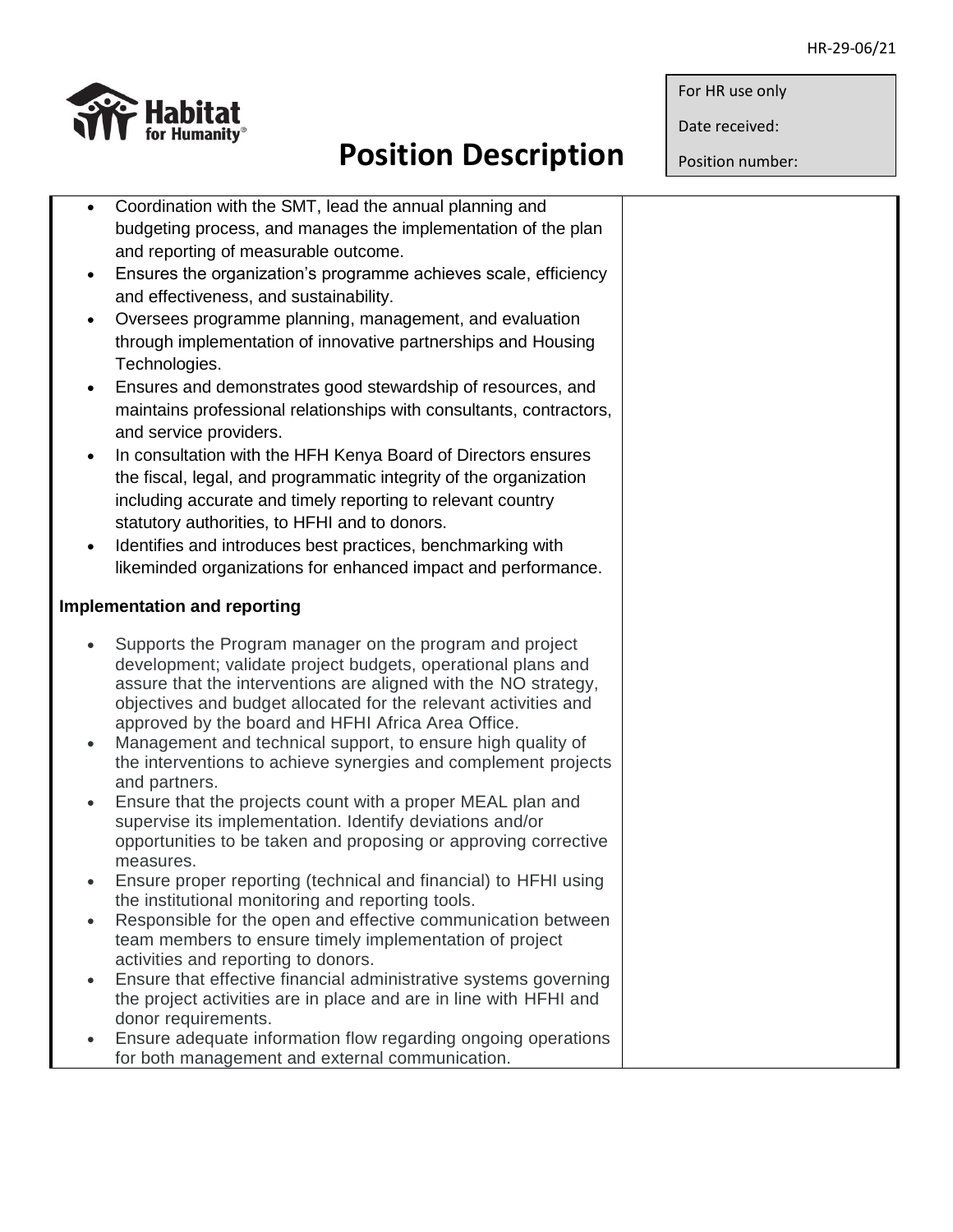- Coordination with the SMT, lead the annual planning and budgeting process, and manages the implementation of the plan and reporting of measurable outcome.
- Ensures the organization's programme achieves scale, efficiency and effectiveness, and sustainability.
- Oversees programme planning, management, and evaluation through implementation of innovative partnerships and Housing Technologies.
- Ensures and demonstrates good stewardship of resources, and maintains professional relationships with consultants, contractors, and service providers.
- In consultation with the HFH Kenya Board of Directors ensures the fiscal, legal, and programmatic integrity of the organization including accurate and timely reporting to relevant country statutory authorities, to HFHI and to donors.
- Identifies and introduces best practices, benchmarking with likeminded organizations for enhanced impact and performance.

**Implementation and reporting**

- Supports the Program manager on the program and project development; validate project budgets, operational plans and assure that the interventions are aligned with the NO strategy, objectives and budget allocated for the relevant activities and approved by the board and HFHI Africa Area Office.
- Management and technical support, to ensure high quality of the interventions to achieve synergies and complement projects and partners.
- Ensure that the projects count with a proper MEAL plan and supervise its implementation. Identify deviations and/or opportunities to be taken and proposing or approving corrective measures.
- Ensure proper reporting (technical and financial) to HFHI using the institutional monitoring and reporting tools.
- Responsible for the open and effective communication between team members to ensure timely implementation of project activities and reporting to donors.
- Ensure that effective financial administrative systems governing the project activities are in place and are in line with HFHI and donor requirements.
- Ensure adequate information flow regarding ongoing operations for both management and external communication.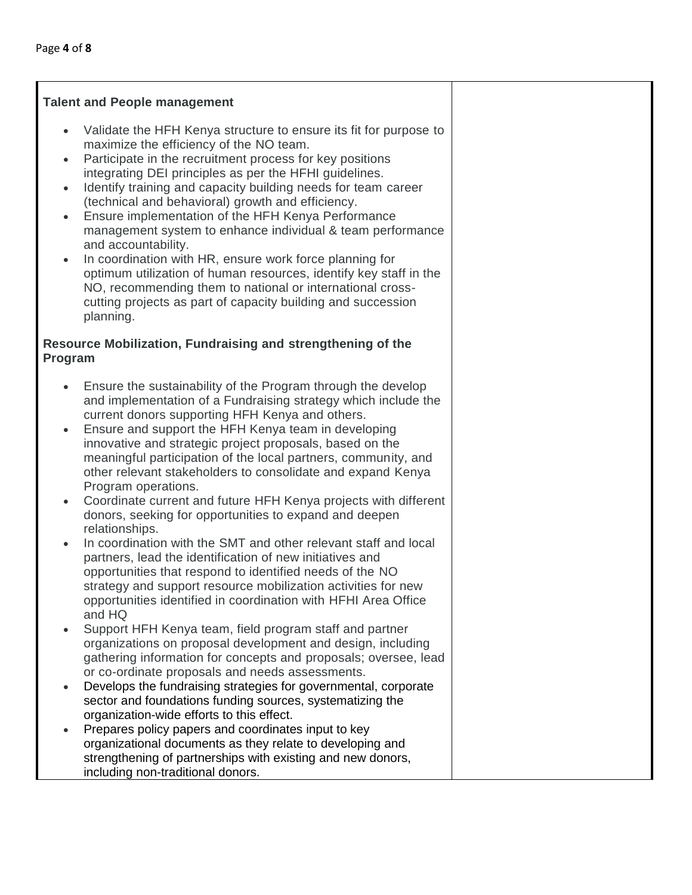| **Talent and People management**<br><br>- Validate the HFH Kenya structure to ensure its fit for purpose to maximize the efficiency of the NO team.<br>- Participate in the recruitment process for key positions integrating DEI principles as per the HFHI guidelines.<br>- Identify training and capacity building needs for team career (technical and behavioral) growth and efficiency.<br>- Ensure implementation of the HFH Kenya Performance management system to enhance individual & team performance and accountability.<br>- In coordination with HR, ensure work force planning for optimum utilization of human resources, identify key staff in the NO, recommending them to national or international cross-cutting projects as part of capacity building and succession planning.<br><br>**Resource Mobilization, Fundraising and strengthening of the Program**<br><br>- Ensure the sustainability of the Program through the develop and implementation of a Fundraising strategy which include the current donors supporting HFH Kenya and others.<br>- Ensure and support the HFH Kenya team in developing innovative and strategic project proposals, based on the meaningful participation of the local partners, community, and other relevant stakeholders to consolidate and expand Kenya Program operations.<br>- Coordinate current and future HFH Kenya projects with different donors, seeking for opportunities to expand and deepen relationships.<br>- In coordination with the SMT and other relevant staff and local partners, lead the identification of new initiatives and opportunities that respond to identified needs of the NO strategy and support resource mobilization activities for new opportunities identified in coordination with HFHI Area Office and HQ<br>- Support HFH Kenya team, field program staff and partner organizations on proposal development and design, including gathering information for concepts and proposals; oversee, lead or co-ordinate proposals and needs assessments.<br>- Develops the fundraising strategies for governmental, corporate sector and foundations funding sources, systematizing the organization-wide efforts to this effect.<br>- Prepares policy papers and coordinates input to key organizational documents as they relate to developing and strengthening of partnerships with existing and new donors, including non-traditional donors. | |
|---|---|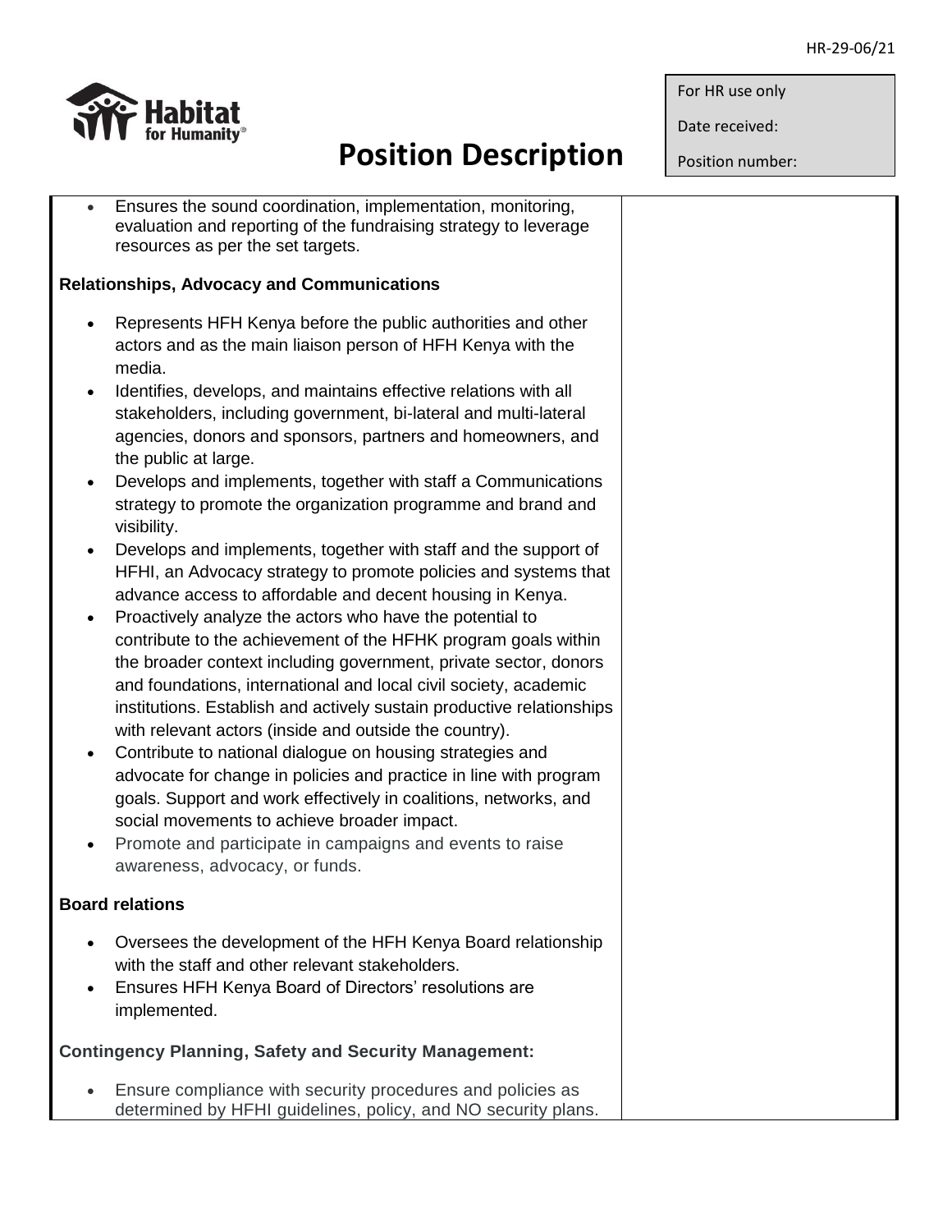- Ensures the sound coordination, implementation, monitoring, evaluation and reporting of the fundraising strategy to leverage resources as per the set targets.

**Relationships, Advocacy and Communications**

- Represents HFH Kenya before the public authorities and other actors and as the main liaison person of HFH Kenya with the media.
- Identifies, develops, and maintains effective relations with all stakeholders, including government, bi-lateral and multi-lateral agencies, donors and sponsors, partners and homeowners, and the public at large.
- Develops and implements, together with staff a Communications strategy to promote the organization programme and brand and visibility.
- Develops and implements, together with staff and the support of HFHI, an Advocacy strategy to promote policies and systems that advance access to affordable and decent housing in Kenya.
- Proactively analyze the actors who have the potential to contribute to the achievement of the HFHK program goals within the broader context including government, private sector, donors and foundations, international and local civil society, academic institutions. Establish and actively sustain productive relationships with relevant actors (inside and outside the country).
- Contribute to national dialogue on housing strategies and advocate for change in policies and practice in line with program goals. Support and work effectively in coalitions, networks, and social movements to achieve broader impact.
- Promote and participate in campaigns and events to raise awareness, advocacy, or funds.

**Board relations**

- Oversees the development of the HFH Kenya Board relationship with the staff and other relevant stakeholders.
- Ensures HFH Kenya Board of Directors' resolutions are implemented.

**Contingency Planning, Safety and Security Management:**

- Ensure compliance with security procedures and policies as determined by HFHI guidelines, policy, and NO security plans.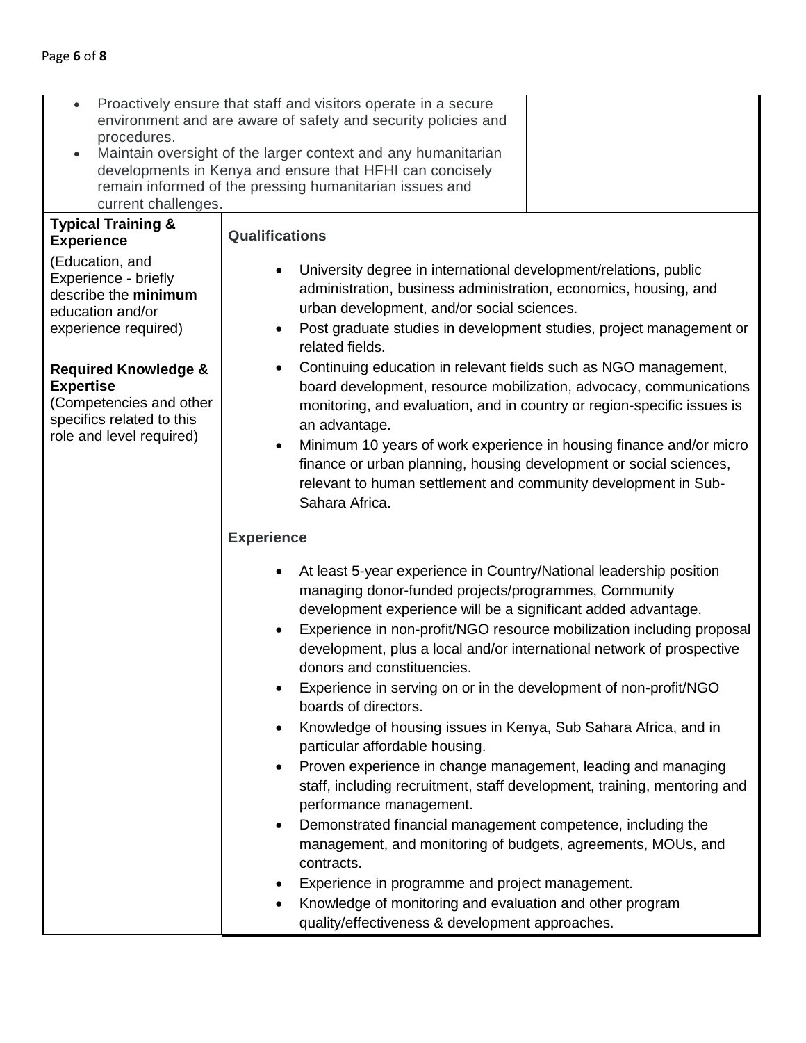| | |
|---|---|
| • Proactively ensure that staff and visitors operate in a secure environment and are aware of safety and security policies and procedures.<br>• Maintain oversight of the larger context and any humanitarian developments in Kenya and ensure that HFHI can concisely remain informed of the pressing humanitarian issues and current challenges. | |
| **Typical Training & Experience**<br>(Education, and Experience - briefly describe the **minimum** education and/or experience required)<br><br>**Required Knowledge & Expertise**<br>(Competencies and other specifics related to this role and level required) | **Qualifications**<br><br>• University degree in international development/relations, public administration, business administration, economics, housing, and urban development, and/or social sciences.<br>• Post graduate studies in development studies, project management or related fields.<br>• Continuing education in relevant fields such as NGO management, board development, resource mobilization, advocacy, communications monitoring, and evaluation, and in country or region-specific issues is an advantage.<br>• Minimum 10 years of work experience in housing finance and/or micro finance or urban planning, housing development or social sciences, relevant to human settlement and community development in Sub-Sahara Africa.<br><br>**Experience**<br><br>• At least 5-year experience in Country/National leadership position managing donor-funded projects/programmes, Community development experience will be a significant added advantage.<br>• Experience in non-profit/NGO resource mobilization including proposal development, plus a local and/or international network of prospective donors and constituencies.<br>• Experience in serving on or in the development of non-profit/NGO boards of directors.<br>• Knowledge of housing issues in Kenya, Sub Sahara Africa, and in particular affordable housing.<br>• Proven experience in change management, leading and managing staff, including recruitment, staff development, training, mentoring and performance management.<br>• Demonstrated financial management competence, including the management, and monitoring of budgets, agreements, MOUs, and contracts.<br>• Experience in programme and project management.<br>• Knowledge of monitoring and evaluation and other program quality/effectiveness & development approaches. |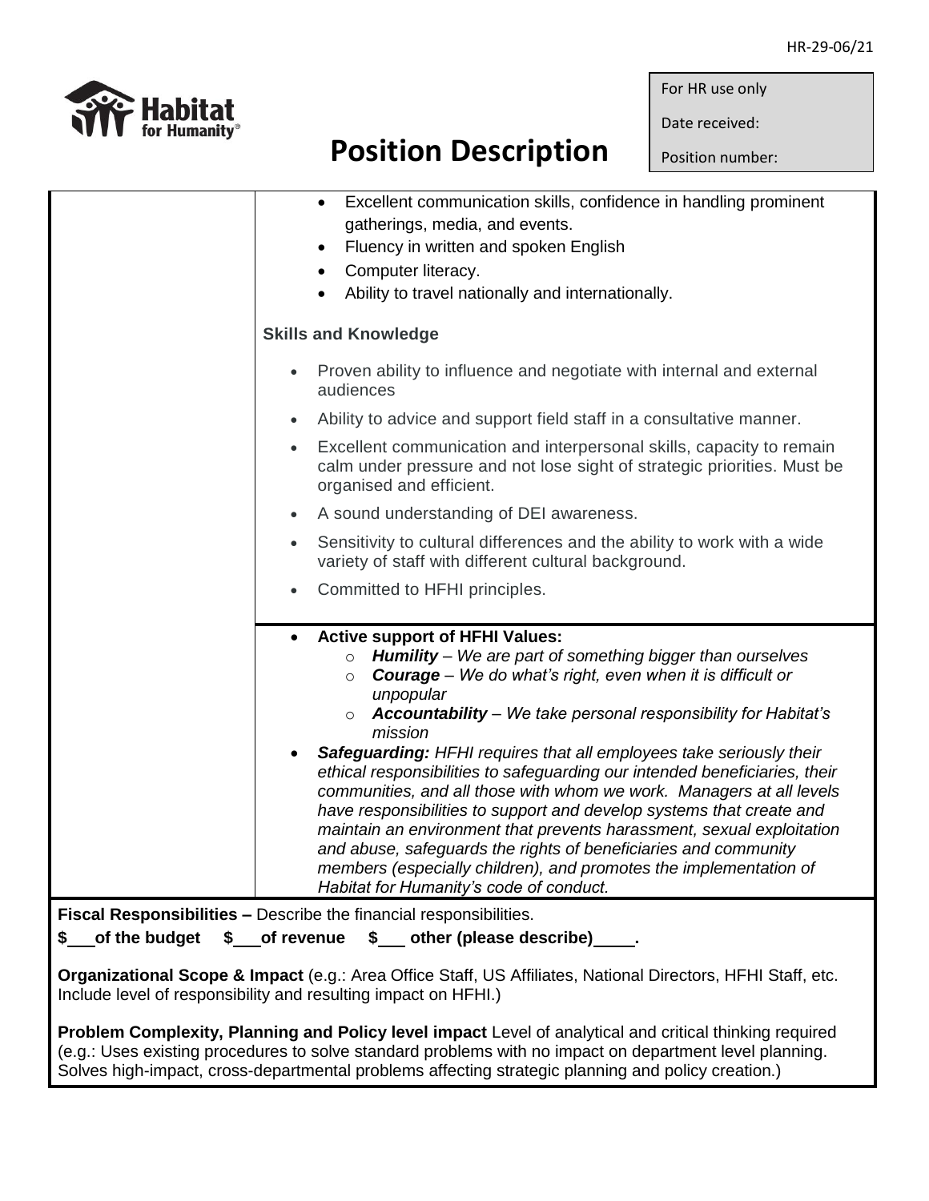| For HR use only |
| --- |
| Date received: |
| Position number: |

# Position Description

| | |
| --- | --- |
| | • Excellent communication skills, confidence in handling prominent gatherings, media, and events.<br>• Fluency in written and spoken English<br>• Computer literacy.<br>• Ability to travel nationally and internationally.<br><br>**Skills and Knowledge**<br><br>• Proven ability to influence and negotiate with internal and external audiences<br>• Ability to advice and support field staff in a consultative manner.<br>• Excellent communication and interpersonal skills, capacity to remain calm under pressure and not lose sight of strategic priorities. Must be organised and efficient.<br>• A sound understanding of DEI awareness.<br>• Sensitivity to cultural differences and the ability to work with a wide variety of staff with different cultural background.<br>• Committed to HFHI principles. |
| | • **Active support of HFHI Values:**<br>  ○ ***Humility*** *– We are part of something bigger than ourselves*<br>  ○ ***Courage*** *– We do what's right, even when it is difficult or unpopular*<br>  ○ ***Accountability*** *– We take personal responsibility for Habitat's mission*<br>• ***Safeguarding:*** *HFHI requires that all employees take seriously their ethical responsibilities to safeguarding our intended beneficiaries, their communities, and all those with whom we work. Managers at all levels have responsibilities to support and develop systems that create and maintain an environment that prevents harassment, sexual exploitation and abuse, safeguards the rights of beneficiaries and community members (especially children), and promotes the implementation of Habitat for Humanity's code of conduct.* |

**Fiscal Responsibilities –** Describe the financial responsibilities.

**$\_\_\_ of the budget   $\_\_\_ of revenue   $\_\_\_ other (please describe)\_\_\_\_.**

**Organizational Scope & Impact** (e.g.: Area Office Staff, US Affiliates, National Directors, HFHI Staff, etc. Include level of responsibility and resulting impact on HFHI.)

**Problem Complexity, Planning and Policy level impact** Level of analytical and critical thinking required (e.g.: Uses existing procedures to solve standard problems with no impact on department level planning. Solves high-impact, cross-departmental problems affecting strategic planning and policy creation.)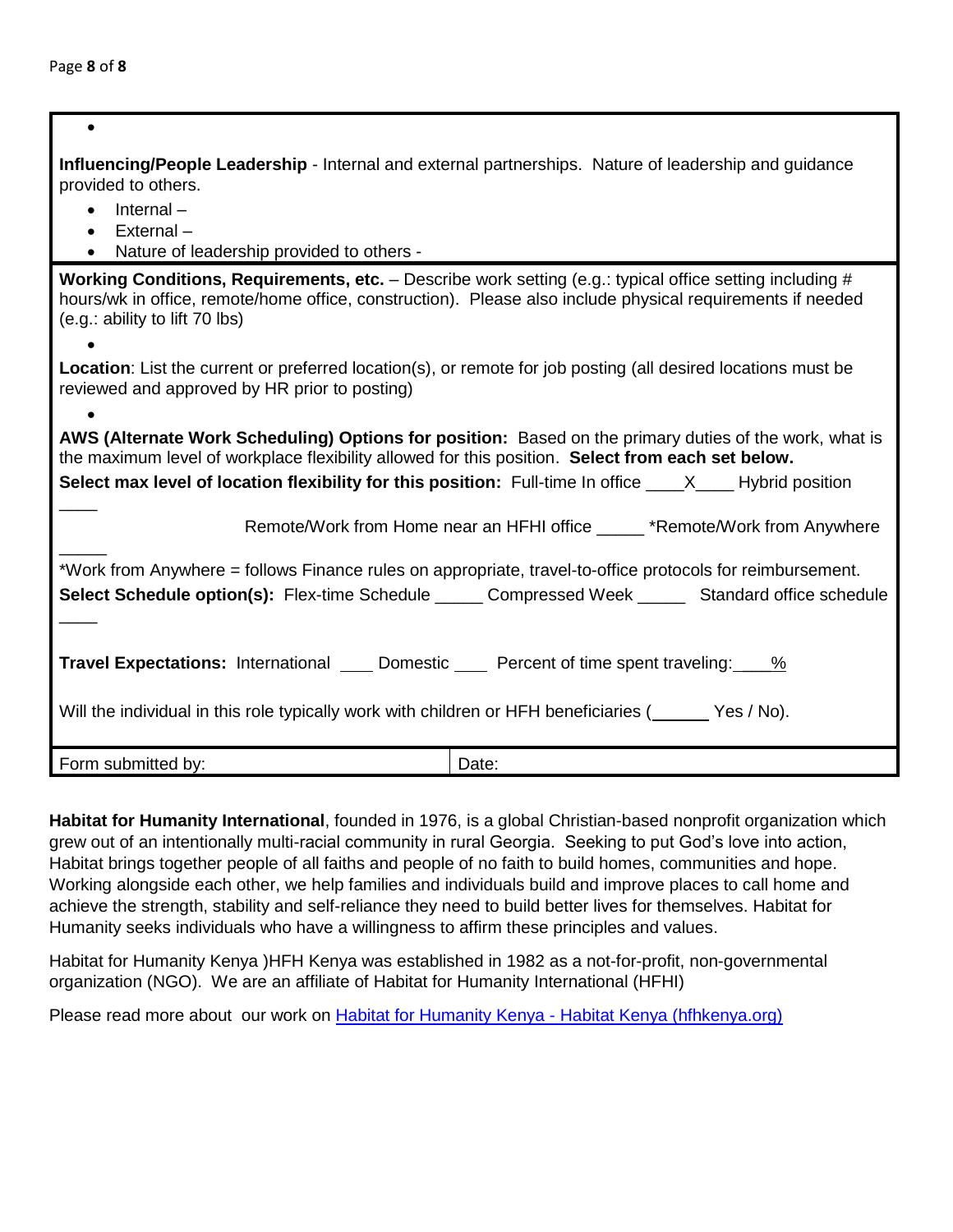- 

**Influencing/People Leadership** - Internal and external partnerships. Nature of leadership and guidance provided to others.

- Internal –
- External –
- Nature of leadership provided to others -

**Working Conditions, Requirements, etc.** – Describe work setting (e.g.: typical office setting including # hours/wk in office, remote/home office, construction). Please also include physical requirements if needed (e.g.: ability to lift 70 lbs)

- 

**Location**: List the current or preferred location(s), or remote for job posting (all desired locations must be reviewed and approved by HR prior to posting)

- 

**AWS (Alternate Work Scheduling) Options for position:** Based on the primary duties of the work, what is the maximum level of workplace flexibility allowed for this position. **Select from each set below.**

**Select max level of location flexibility for this position:** Full-time In office ____X____ Hybrid position ____

Remote/Work from Home near an HFHI office _____ *Remote/Work from Anywhere _____

*Work from Anywhere = follows Finance rules on appropriate, travel-to-office protocols for reimbursement.

**Select Schedule option(s):** Flex-time Schedule _____ Compressed Week _____ Standard office schedule ____

**Travel Expectations:** International ___ Domestic ___ Percent of time spent traveling: ____%

Will the individual in this role typically work with children or HFH beneficiaries (______ Yes / No).

| | |
|---|---|
| Form submitted by: | Date: |

**Habitat for Humanity International**, founded in 1976, is a global Christian-based nonprofit organization which grew out of an intentionally multi-racial community in rural Georgia. Seeking to put God's love into action, Habitat brings together people of all faiths and people of no faith to build homes, communities and hope. Working alongside each other, we help families and individuals build and improve places to call home and achieve the strength, stability and self-reliance they need to build better lives for themselves. Habitat for Humanity seeks individuals who have a willingness to affirm these principles and values.

Habitat for Humanity Kenya )HFH Kenya was established in 1982 as a not-for-profit, non-governmental organization (NGO). We are an affiliate of Habitat for Humanity International (HFHI)

Please read more about our work on [Habitat for Humanity Kenya - Habitat Kenya (hfhkenya.org)]